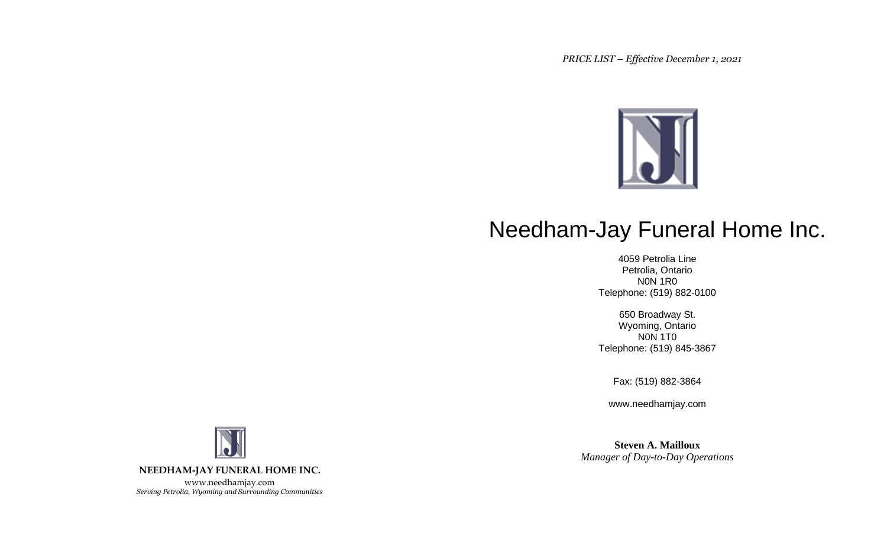*PRICE LIST – Effective December 1, 2021*

# Needham-Jay Funeral Home Inc.

4059 Petrolia Line
Petrolia, Ontario
N0N 1R0
Telephone: (519) 882-0100

650 Broadway St.
Wyoming, Ontario
N0N 1T0
Telephone: (519) 845-3867

Fax: (519) 882-3864

www.needhamjay.com

**Steven A. Mailloux**
*Manager of Day-to-Day Operations*

**NEEDHAM-JAY FUNERAL HOME INC.**

www.needhamjay.com
*Serving Petrolia, Wyoming and Surrounding Communities*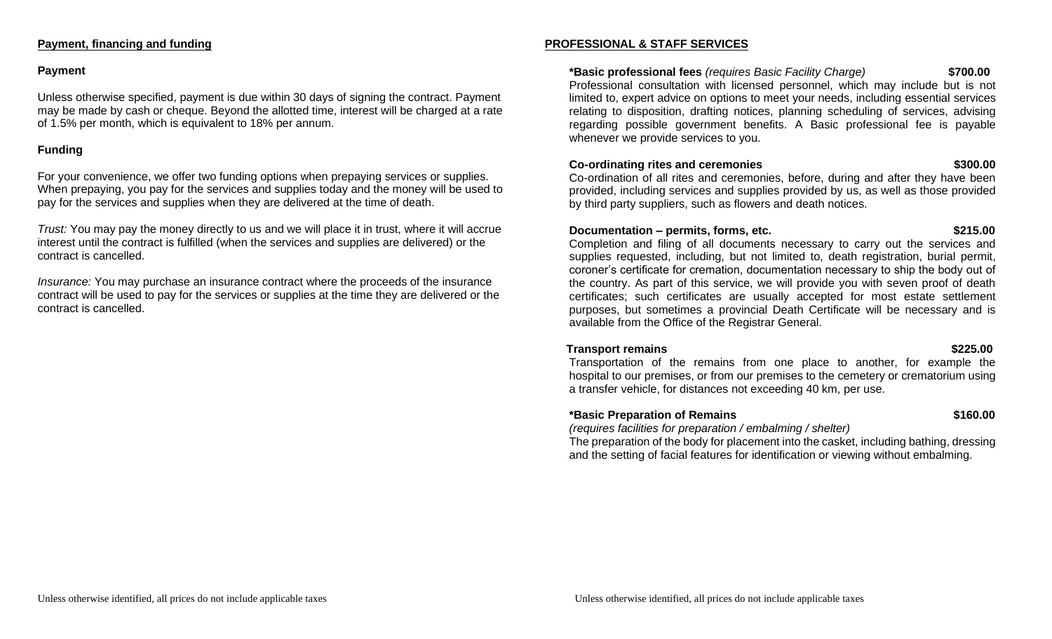## Payment, financing and funding

### Payment

Unless otherwise specified, payment is due within 30 days of signing the contract. Payment may be made by cash or cheque. Beyond the allotted time, interest will be charged at a rate of 1.5% per month, which is equivalent to 18% per annum.

### Funding

For your convenience, we offer two funding options when prepaying services or supplies. When prepaying, you pay for the services and supplies today and the money will be used to pay for the services and supplies when they are delivered at the time of death.

*Trust:* You may pay the money directly to us and we will place it in trust, where it will accrue interest until the contract is fulfilled (when the services and supplies are delivered) or the contract is cancelled.

*Insurance:* You may purchase an insurance contract where the proceeds of the insurance contract will be used to pay for the services or supplies at the time they are delivered or the contract is cancelled.

## PROFESSIONAL & STAFF SERVICES

**\*Basic professional fees** *(requires Basic Facility Charge)* **$700.00**
Professional consultation with licensed personnel, which may include but is not limited to, expert advice on options to meet your needs, including essential services relating to disposition, drafting notices, planning scheduling of services, advising regarding possible government benefits. A Basic professional fee is payable whenever we provide services to you.

**Co-ordinating rites and ceremonies** **$300.00**
Co-ordination of all rites and ceremonies, before, during and after they have been provided, including services and supplies provided by us, as well as those provided by third party suppliers, such as flowers and death notices.

**Documentation – permits, forms, etc.** **$215.00**
Completion and filing of all documents necessary to carry out the services and supplies requested, including, but not limited to, death registration, burial permit, coroner's certificate for cremation, documentation necessary to ship the body out of the country. As part of this service, we will provide you with seven proof of death certificates; such certificates are usually accepted for most estate settlement purposes, but sometimes a provincial Death Certificate will be necessary and is available from the Office of the Registrar General.

**Transport remains** **$225.00**
Transportation of the remains from one place to another, for example the hospital to our premises, or from our premises to the cemetery or crematorium using a transfer vehicle, for distances not exceeding 40 km, per use.

**\*Basic Preparation of Remains** **$160.00**
*(requires facilities for preparation / embalming / shelter)*
The preparation of the body for placement into the casket, including bathing, dressing and the setting of facial features for identification or viewing without embalming.

Unless otherwise identified, all prices do not include applicable taxes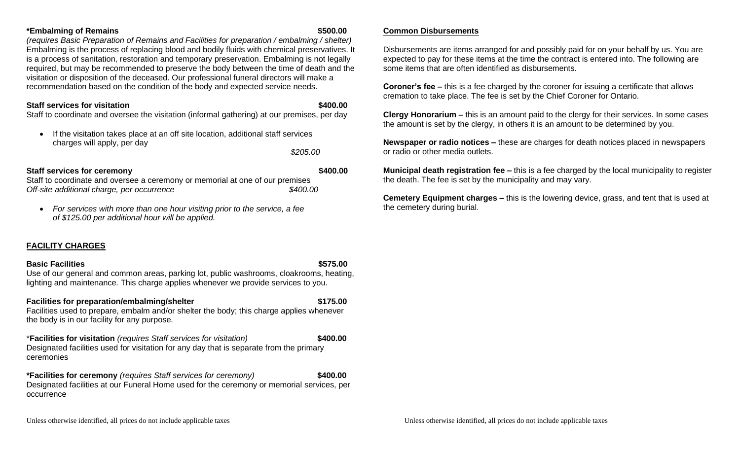**\*Embalming of Remains** **$500.00**

*(requires Basic Preparation of Remains and Facilities for preparation / embalming / shelter)*
Embalming is the process of replacing blood and bodily fluids with chemical preservatives. It is a process of sanitation, restoration and temporary preservation. Embalming is not legally required, but may be recommended to preserve the body between the time of death and the visitation or disposition of the deceased. Our professional funeral directors will make a recommendation based on the condition of the body and expected service needs.

**Staff services for visitation** **$400.00**

Staff to coordinate and oversee the visitation (informal gathering) at our premises, per day

- If the visitation takes place at an off site location, additional staff services charges will apply, per day *$205.00*

**Staff services for ceremony** **$400.00**

Staff to coordinate and oversee a ceremony or memorial at one of our premises
*Off-site additional charge, per occurrence* *$400.00*

- *For services with more than one hour visiting prior to the service, a fee of $125.00 per additional hour will be applied.*

## FACILITY CHARGES

**Basic Facilities** **$575.00**

Use of our general and common areas, parking lot, public washrooms, cloakrooms, heating, lighting and maintenance. This charge applies whenever we provide services to you.

**Facilities for preparation/embalming/shelter** **$175.00**

Facilities used to prepare, embalm and/or shelter the body; this charge applies whenever the body is in our facility for any purpose.

\***Facilities for visitation** *(requires Staff services for visitation)* **$400.00**

Designated facilities used for visitation for any day that is separate from the primary ceremonies

**\*Facilities for ceremony** *(requires Staff services for ceremony)* **$400.00**

Designated facilities at our Funeral Home used for the ceremony or memorial services, per occurrence

Unless otherwise identified, all prices do not include applicable taxes

## Common Disbursements

Disbursements are items arranged for and possibly paid for on your behalf by us. You are expected to pay for these items at the time the contract is entered into. The following are some items that are often identified as disbursements.

**Coroner's fee –** this is a fee charged by the coroner for issuing a certificate that allows cremation to take place. The fee is set by the Chief Coroner for Ontario.

**Clergy Honorarium –** this is an amount paid to the clergy for their services. In some cases the amount is set by the clergy, in others it is an amount to be determined by you.

**Newspaper or radio notices –** these are charges for death notices placed in newspapers or radio or other media outlets.

**Municipal death registration fee –** this is a fee charged by the local municipality to register the death. The fee is set by the municipality and may vary.

**Cemetery Equipment charges –** this is the lowering device, grass, and tent that is used at the cemetery during burial.

Unless otherwise identified, all prices do not include applicable taxes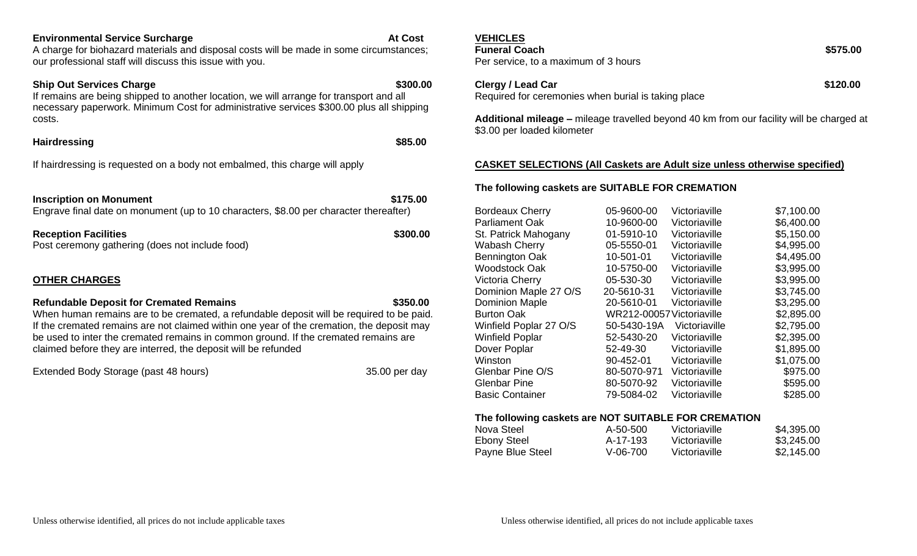**Environmental Service Surcharge** **At Cost**

A charge for biohazard materials and disposal costs will be made in some circumstances; our professional staff will discuss this issue with you.

**Ship Out Services Charge** **$300.00**

If remains are being shipped to another location, we will arrange for transport and all necessary paperwork. Minimum Cost for administrative services $300.00 plus all shipping costs.

**Hairdressing** **$85.00**

If hairdressing is requested on a body not embalmed, this charge will apply

**Inscription on Monument** **$175.00**

Engrave final date on monument (up to 10 characters, $8.00 per character thereafter)

**Reception Facilities** **$300.00**

Post ceremony gathering (does not include food)

## OTHER CHARGES

**Refundable Deposit for Cremated Remains** **$350.00**

When human remains are to be cremated, a refundable deposit will be required to be paid. If the cremated remains are not claimed within one year of the cremation, the deposit may be used to inter the cremated remains in common ground. If the cremated remains are claimed before they are interred, the deposit will be refunded

Extended Body Storage (past 48 hours) 35.00 per day

## VEHICLES

**Funeral Coach** **$575.00**

Per service, to a maximum of 3 hours

**Clergy / Lead Car** **$120.00**

Required for ceremonies when burial is taking place

**Additional mileage –** mileage travelled beyond 40 km from our facility will be charged at $3.00 per loaded kilometer

## CASKET SELECTIONS (All Caskets are Adult size unless otherwise specified)

### The following caskets are SUITABLE FOR CREMATION

| Casket | Model | Manufacturer | Price |
|---|---|---|---|
| Bordeaux Cherry | 05-9600-00 | Victoriaville | $7,100.00 |
| Parliament Oak | 10-9600-00 | Victoriaville | $6,400.00 |
| St. Patrick Mahogany | 01-5910-10 | Victoriaville | $5,150.00 |
| Wabash Cherry | 05-5550-01 | Victoriaville | $4,995.00 |
| Bennington Oak | 10-501-01 | Victoriaville | $4,495.00 |
| Woodstock Oak | 10-5750-00 | Victoriaville | $3,995.00 |
| Victoria Cherry | 05-530-30 | Victoriaville | $3,995.00 |
| Dominion Maple 27 O/S | 20-5610-31 | Victoriaville | $3,745.00 |
| Dominion Maple | 20-5610-01 | Victoriaville | $3,295.00 |
| Burton Oak | WR212-00057 | Victoriaville | $2,895.00 |
| Winfield Poplar 27 O/S | 50-5430-19A | Victoriaville | $2,795.00 |
| Winfield Poplar | 52-5430-20 | Victoriaville | $2,395.00 |
| Dover Poplar | 52-49-30 | Victoriaville | $1,895.00 |
| Winston | 90-452-01 | Victoriaville | $1,075.00 |
| Glenbar Pine O/S | 80-5070-971 | Victoriaville | $975.00 |
| Glenbar Pine | 80-5070-92 | Victoriaville | $595.00 |
| Basic Container | 79-5084-02 | Victoriaville | $285.00 |

### The following caskets are NOT SUITABLE FOR CREMATION

| Casket | Model | Manufacturer | Price |
|---|---|---|---|
| Nova Steel | A-50-500 | Victoriaville | $4,395.00 |
| Ebony Steel | A-17-193 | Victoriaville | $3,245.00 |
| Payne Blue Steel | V-06-700 | Victoriaville | $2,145.00 |

Unless otherwise identified, all prices do not include applicable taxes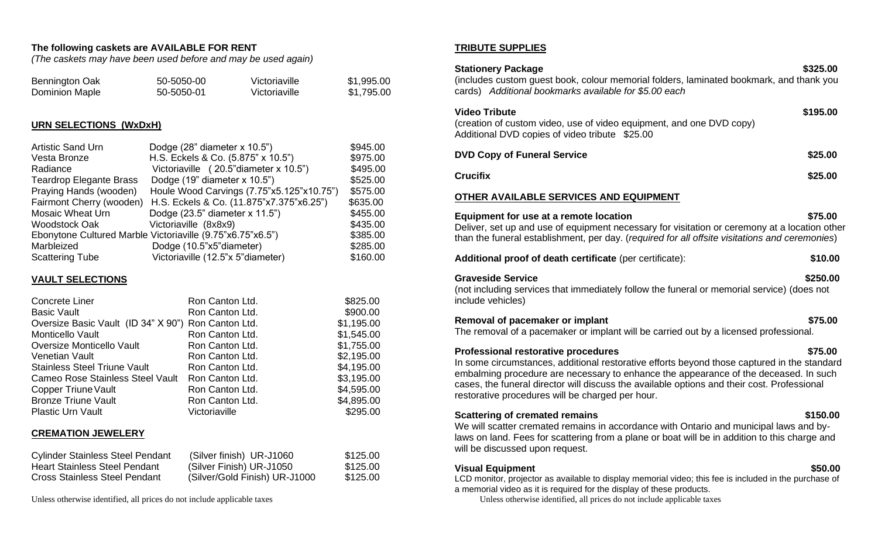**The following caskets are AVAILABLE FOR RENT**

*(The caskets may have been used before and may be used again)*

| | | | |
|---|---|---|---|
| Bennington Oak | 50-5050-00 | Victoriaville | $1,995.00 |
| Dominion Maple | 50-5050-01 | Victoriaville | $1,795.00 |

## URN SELECTIONS (WxDxH)

| | | |
|---|---|---|
| Artistic Sand Urn | Dodge (28" diameter x 10.5") | $945.00 |
| Vesta Bronze | H.S. Eckels & Co. (5.875" x 10.5") | $975.00 |
| Radiance | Victoriaville (20.5"diameter x 10.5") | $495.00 |
| Teardrop Elegante Brass | Dodge (19" diameter x 10.5") | $525.00 |
| Praying Hands (wooden) | Houle Wood Carvings (7.75"x5.125"x10.75") | $575.00 |
| Fairmont Cherry (wooden) | H.S. Eckels & Co. (11.875"x7.375"x6.25") | $635.00 |
| Mosaic Wheat Urn | Dodge (23.5" diameter x 11.5") | $455.00 |
| Woodstock Oak | Victoriaville (8x8x9) | $435.00 |
| Ebonytone Cultured Marble | Victoriaville (9.75"x6.75"x6.5") | $385.00 |
| Marbleized | Dodge (10.5"x5"diameter) | $285.00 |
| Scattering Tube | Victoriaville (12.5"x 5"diameter) | $160.00 |

## VAULT SELECTIONS

| | | |
|---|---|---|
| Concrete Liner | Ron Canton Ltd. | $825.00 |
| Basic Vault | Ron Canton Ltd. | $900.00 |
| Oversize Basic Vault (ID 34" X 90") | Ron Canton Ltd. | $1,195.00 |
| Monticello Vault | Ron Canton Ltd. | $1,545.00 |
| Oversize Monticello Vault | Ron Canton Ltd. | $1,755.00 |
| Venetian Vault | Ron Canton Ltd. | $2,195.00 |
| Stainless Steel Triune Vault | Ron Canton Ltd. | $4,195.00 |
| Cameo Rose Stainless Steel Vault | Ron Canton Ltd. | $3,195.00 |
| Copper Triune Vault | Ron Canton Ltd. | $4,595.00 |
| Bronze Triune Vault | Ron Canton Ltd. | $4,895.00 |
| Plastic Urn Vault | Victoriaville | $295.00 |

## CREMATION JEWELERY

| | | |
|---|---|---|
| Cylinder Stainless Steel Pendant | (Silver finish) UR-J1060 | $125.00 |
| Heart Stainless Steel Pendant | (Silver Finish) UR-J1050 | $125.00 |
| Cross Stainless Steel Pendant | (Silver/Gold Finish) UR-J1000 | $125.00 |

Unless otherwise identified, all prices do not include applicable taxes

## TRIBUTE SUPPLIES

**Stationery Package** **$325.00**
(includes custom guest book, colour memorial folders, laminated bookmark, and thank you cards) *Additional bookmarks available for $5.00 each*

**Video Tribute** **$195.00**
(creation of custom video, use of video equipment, and one DVD copy)
Additional DVD copies of video tribute $25.00

**DVD Copy of Funeral Service** **$25.00**

**Crucifix** **$25.00**

## OTHER AVAILABLE SERVICES AND EQUIPMENT

**Equipment for use at a remote location** **$75.00**
Deliver, set up and use of equipment necessary for visitation or ceremony at a location other than the funeral establishment, per day. (*required for all offsite visitations and ceremonies*)

**Additional proof of death certificate** (per certificate): **$10.00**

**Graveside Service** **$250.00**
(not including services that immediately follow the funeral or memorial service) (does not include vehicles)

**Removal of pacemaker or implant** **$75.00**
The removal of a pacemaker or implant will be carried out by a licensed professional.

**Professional restorative procedures** **$75.00**
In some circumstances, additional restorative efforts beyond those captured in the standard embalming procedure are necessary to enhance the appearance of the deceased. In such cases, the funeral director will discuss the available options and their cost. Professional restorative procedures will be charged per hour.

**Scattering of cremated remains** **$150.00**
We will scatter cremated remains in accordance with Ontario and municipal laws and by-laws on land. Fees for scattering from a plane or boat will be in addition to this charge and will be discussed upon request.

**Visual Equipment** **$50.00**
LCD monitor, projector as available to display memorial video; this fee is included in the purchase of a memorial video as it is required for the display of these products.

Unless otherwise identified, all prices do not include applicable taxes